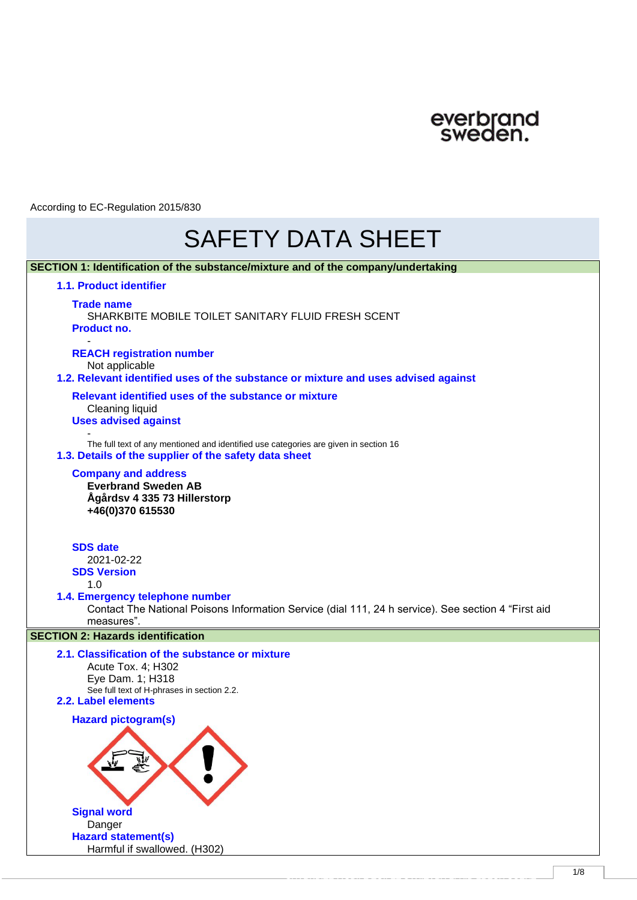According to EC-Regulation 2015/830

# SAFETY DATA SHEET

## SECTION 1: Identification of the substance/mixture and of the company/undertaking

### 1.1. Product identifier

**Trade name**
SHARKBITE MOBILE TOILET SANITARY FLUID FRESH SCENT

**Product no.**
-

**REACH registration number**
Not applicable

### 1.2. Relevant identified uses of the substance or mixture and uses advised against

**Relevant identified uses of the substance or mixture**
Cleaning liquid

**Uses advised against**
-

The full text of any mentioned and identified use categories are given in section 16

### 1.3. Details of the supplier of the safety data sheet

**Company and address**
**Everbrand Sweden AB**
**Ågårdsv 4 335 73 Hillerstorp**
**+46(0)370 615530**

**SDS date**
2021-02-22

**SDS Version**
1.0

### 1.4. Emergency telephone number

Contact The National Poisons Information Service (dial 111, 24 h service). See section 4 "First aid measures".

## SECTION 2: Hazards identification

### 2.1. Classification of the substance or mixture

Acute Tox. 4; H302
Eye Dam. 1; H318
See full text of H-phrases in section 2.2.

### 2.2. Label elements

**Hazard pictogram(s)**

**Signal word**
Danger

**Hazard statement(s)**
Harmful if swallowed. (H302)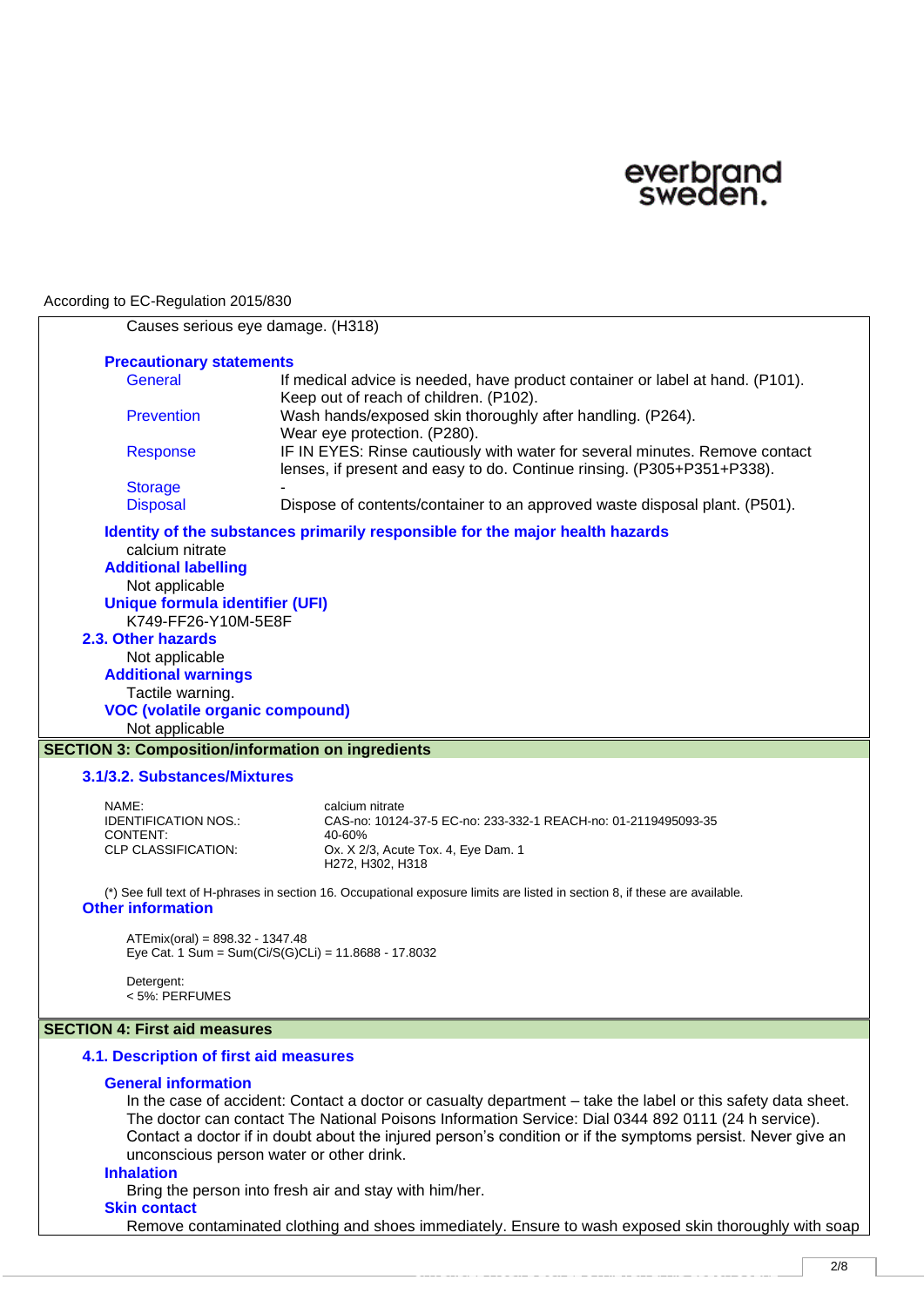According to EC-Regulation 2015/830

Causes serious eye damage. (H318)

**Precautionary statements**

| | |
|---|---|
| General | If medical advice is needed, have product container or label at hand. (P101). Keep out of reach of children. (P102). |
| Prevention | Wash hands/exposed skin thoroughly after handling. (P264). Wear eye protection. (P280). |
| Response | IF IN EYES: Rinse cautiously with water for several minutes. Remove contact lenses, if present and easy to do. Continue rinsing. (P305+P351+P338). |
| Storage | - |
| Disposal | Dispose of contents/container to an approved waste disposal plant. (P501). |

**Identity of the substances primarily responsible for the major health hazards**

calcium nitrate

**Additional labelling**

Not applicable

**Unique formula identifier (UFI)**

K749-FF26-Y10M-5E8F

### 2.3. Other hazards

Not applicable

**Additional warnings**

Tactile warning.

**VOC (volatile organic compound)**

Not applicable

## SECTION 3: Composition/information on ingredients

### 3.1/3.2. Substances/Mixtures

| | |
|---|---|
| NAME: | calcium nitrate |
| IDENTIFICATION NOS.: | CAS-no: 10124-37-5 EC-no: 233-332-1 REACH-no: 01-2119495093-35 |
| CONTENT: | 40-60% |
| CLP CLASSIFICATION: | Ox. X 2/3, Acute Tox. 4, Eye Dam. 1<br>H272, H302, H318 |

(*) See full text of H-phrases in section 16. Occupational exposure limits are listed in section 8, if these are available.

### Other information

ATEmix(oral) = 898.32 - 1347.48
Eye Cat. 1 Sum = Sum(Ci/S(G)CLi) = 11.8688 - 17.8032

Detergent:
< 5%: PERFUMES

## SECTION 4: First aid measures

### 4.1. Description of first aid measures

**General information**

In the case of accident: Contact a doctor or casualty department – take the label or this safety data sheet. The doctor can contact The National Poisons Information Service: Dial 0344 892 0111 (24 h service). Contact a doctor if in doubt about the injured person's condition or if the symptoms persist. Never give an unconscious person water or other drink.

**Inhalation**

Bring the person into fresh air and stay with him/her.

**Skin contact**

Remove contaminated clothing and shoes immediately. Ensure to wash exposed skin thoroughly with soap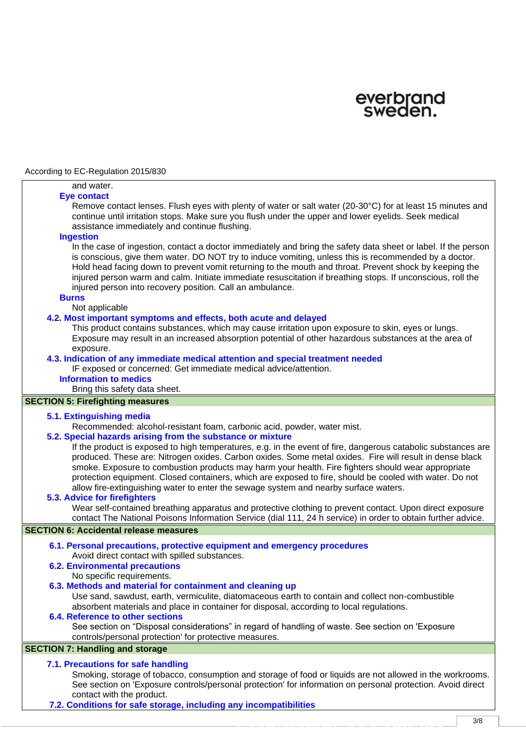According to EC-Regulation 2015/830

and water.

**Eye contact**

Remove contact lenses. Flush eyes with plenty of water or salt water (20-30°C) for at least 15 minutes and continue until irritation stops. Make sure you flush under the upper and lower eyelids. Seek medical assistance immediately and continue flushing.

**Ingestion**

In the case of ingestion, contact a doctor immediately and bring the safety data sheet or label. If the person is conscious, give them water. DO NOT try to induce vomiting, unless this is recommended by a doctor. Hold head facing down to prevent vomit returning to the mouth and throat. Prevent shock by keeping the injured person warm and calm. Initiate immediate resuscitation if breathing stops. If unconscious, roll the injured person into recovery position. Call an ambulance.

**Burns**

Not applicable

### 4.2. Most important symptoms and effects, both acute and delayed

This product contains substances, which may cause irritation upon exposure to skin, eyes or lungs. Exposure may result in an increased absorption potential of other hazardous substances at the area of exposure.

### 4.3. Indication of any immediate medical attention and special treatment needed

IF exposed or concerned: Get immediate medical advice/attention.

**Information to medics**

Bring this safety data sheet.

## SECTION 5: Firefighting measures

### 5.1. Extinguishing media

Recommended: alcohol-resistant foam, carbonic acid, powder, water mist.

### 5.2. Special hazards arising from the substance or mixture

If the product is exposed to high temperatures, e.g. in the event of fire, dangerous catabolic substances are produced. These are: Nitrogen oxides. Carbon oxides. Some metal oxides. Fire will result in dense black smoke. Exposure to combustion products may harm your health. Fire fighters should wear appropriate protection equipment. Closed containers, which are exposed to fire, should be cooled with water. Do not allow fire-extinguishing water to enter the sewage system and nearby surface waters.

### 5.3. Advice for firefighters

Wear self-contained breathing apparatus and protective clothing to prevent contact. Upon direct exposure contact The National Poisons Information Service (dial 111, 24 h service) in order to obtain further advice.

## SECTION 6: Accidental release measures

### 6.1. Personal precautions, protective equipment and emergency procedures

Avoid direct contact with spilled substances.

### 6.2. Environmental precautions

No specific requirements.

### 6.3. Methods and material for containment and cleaning up

Use sand, sawdust, earth, vermiculite, diatomaceous earth to contain and collect non-combustible absorbent materials and place in container for disposal, according to local regulations.

### 6.4. Reference to other sections

See section on “Disposal considerations” in regard of handling of waste. See section on 'Exposure controls/personal protection' for protective measures.

## SECTION 7: Handling and storage

### 7.1. Precautions for safe handling

Smoking, storage of tobacco, consumption and storage of food or liquids are not allowed in the workrooms. See section on 'Exposure controls/personal protection' for information on personal protection. Avoid direct contact with the product.

### 7.2. Conditions for safe storage, including any incompatibilities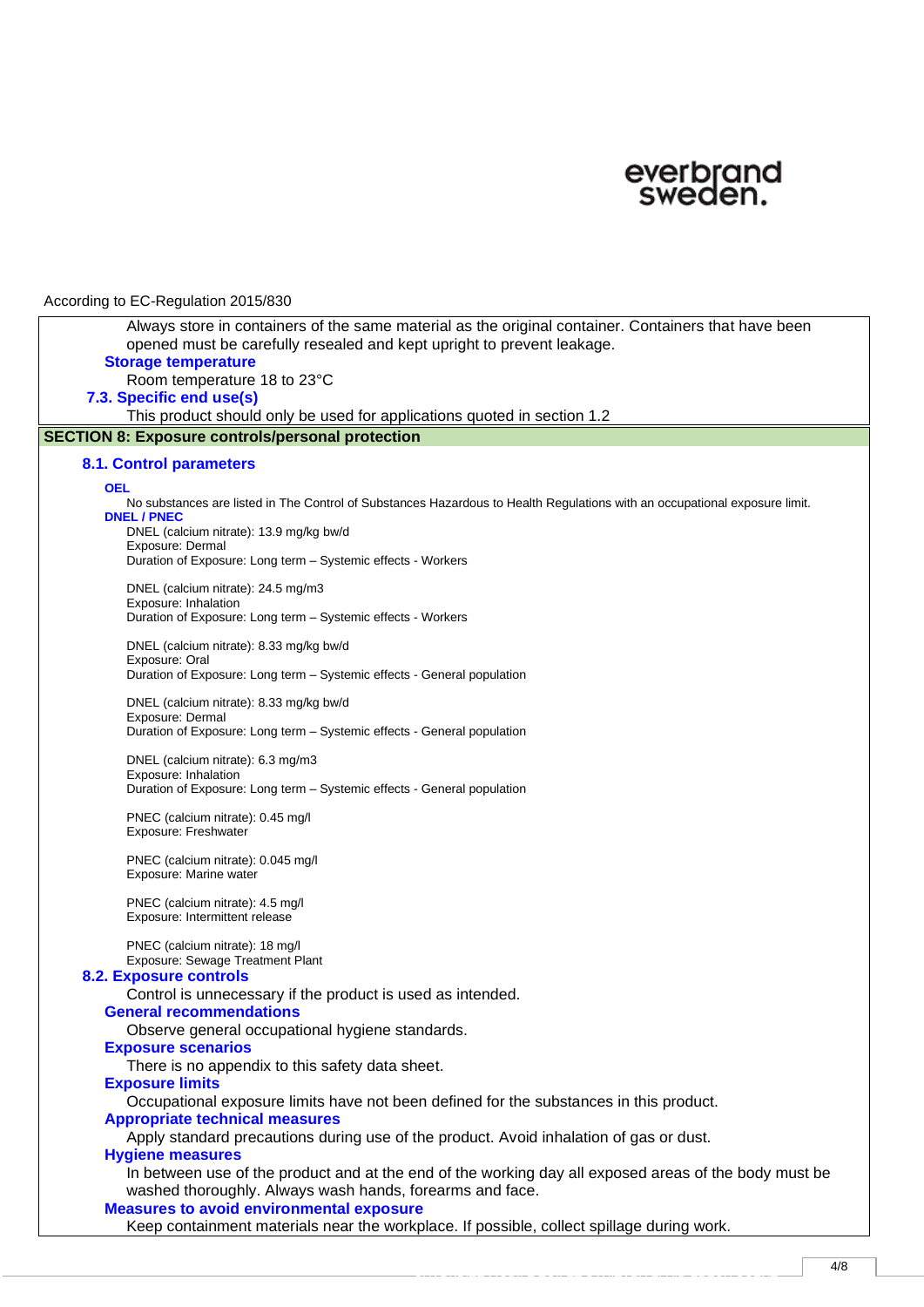According to EC-Regulation 2015/830

Always store in containers of the same material as the original container. Containers that have been opened must be carefully resealed and kept upright to prevent leakage.

**Storage temperature**

Room temperature 18 to 23°C

**7.3. Specific end use(s)**

This product should only be used for applications quoted in section 1.2

## SECTION 8: Exposure controls/personal protection

### 8.1. Control parameters

**OEL**

No substances are listed in The Control of Substances Hazardous to Health Regulations with an occupational exposure limit.

**DNEL / PNEC**

DNEL (calcium nitrate): 13.9 mg/kg bw/d
Exposure: Dermal
Duration of Exposure: Long term – Systemic effects - Workers

DNEL (calcium nitrate): 24.5 mg/m3
Exposure: Inhalation
Duration of Exposure: Long term – Systemic effects - Workers

DNEL (calcium nitrate): 8.33 mg/kg bw/d
Exposure: Oral
Duration of Exposure: Long term – Systemic effects - General population

DNEL (calcium nitrate): 8.33 mg/kg bw/d
Exposure: Dermal
Duration of Exposure: Long term – Systemic effects - General population

DNEL (calcium nitrate): 6.3 mg/m3
Exposure: Inhalation
Duration of Exposure: Long term – Systemic effects - General population

PNEC (calcium nitrate): 0.45 mg/l
Exposure: Freshwater

PNEC (calcium nitrate): 0.045 mg/l
Exposure: Marine water

PNEC (calcium nitrate): 4.5 mg/l
Exposure: Intermittent release

PNEC (calcium nitrate): 18 mg/l
Exposure: Sewage Treatment Plant

### 8.2. Exposure controls

Control is unnecessary if the product is used as intended.

**General recommendations**

Observe general occupational hygiene standards.

**Exposure scenarios**

There is no appendix to this safety data sheet.

**Exposure limits**

Occupational exposure limits have not been defined for the substances in this product.

**Appropriate technical measures**

Apply standard precautions during use of the product. Avoid inhalation of gas or dust.

**Hygiene measures**

In between use of the product and at the end of the working day all exposed areas of the body must be washed thoroughly. Always wash hands, forearms and face.

**Measures to avoid environmental exposure**

Keep containment materials near the workplace. If possible, collect spillage during work.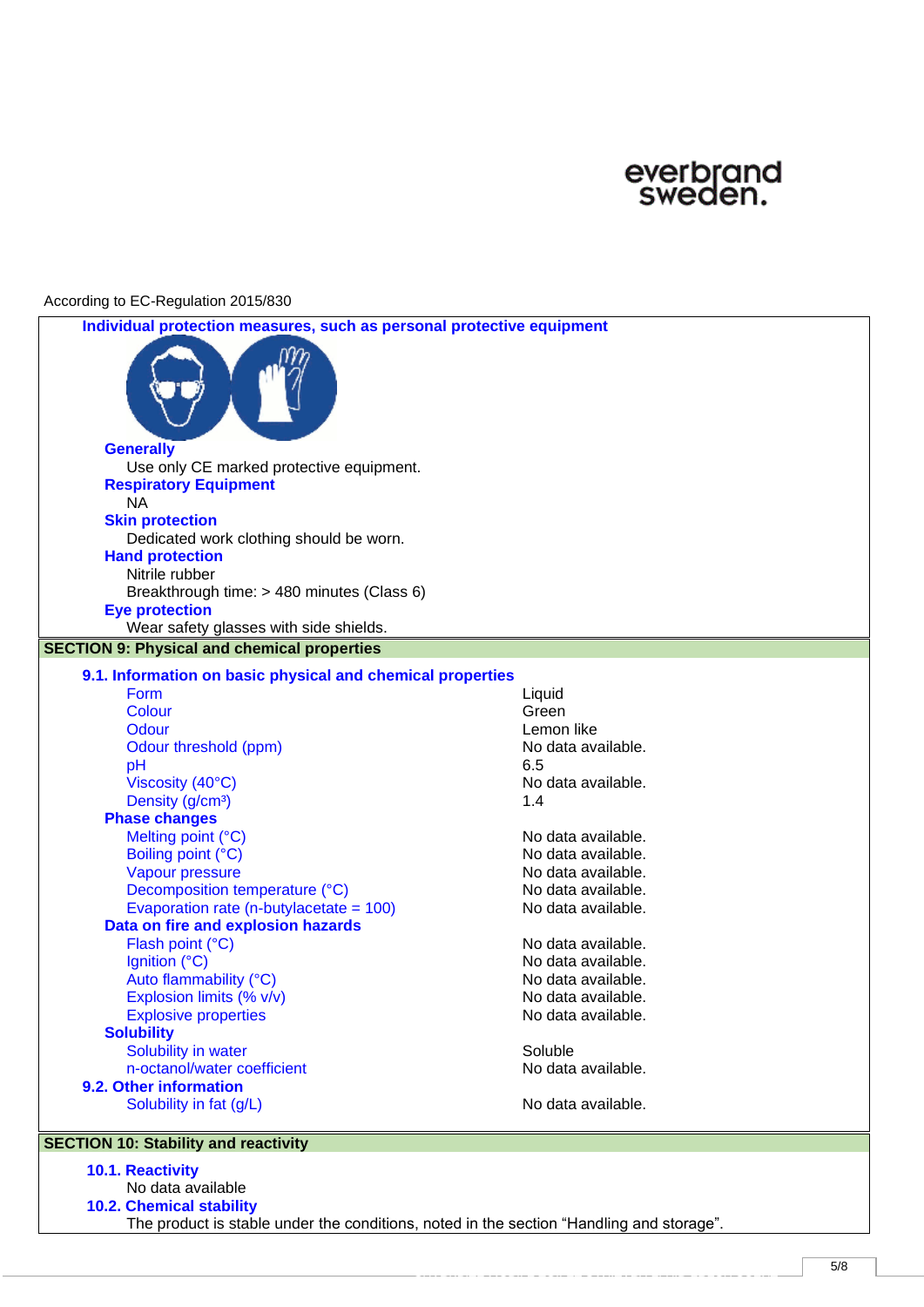According to EC-Regulation 2015/830

### Individual protection measures, such as personal protective equipment

**Generally**
Use only CE marked protective equipment.

**Respiratory Equipment**
NA

**Skin protection**
Dedicated work clothing should be worn.

**Hand protection**
Nitrile rubber
Breakthrough time: > 480 minutes (Class 6)

**Eye protection**
Wear safety glasses with side shields.

## SECTION 9: Physical and chemical properties

### 9.1. Information on basic physical and chemical properties

| Property | Value |
|---|---|
| Form | Liquid |
| Colour | Green |
| Odour | Lemon like |
| Odour threshold (ppm) | No data available. |
| pH | 6.5 |
| Viscosity (40°C) | No data available. |
| Density (g/cm³) | 1.4 |
| **Phase changes** | |
| Melting point (°C) | No data available. |
| Boiling point (°C) | No data available. |
| Vapour pressure | No data available. |
| Decomposition temperature (°C) | No data available. |
| Evaporation rate (n-butylacetate = 100) | No data available. |
| **Data on fire and explosion hazards** | |
| Flash point (°C) | No data available. |
| Ignition (°C) | No data available. |
| Auto flammability (°C) | No data available. |
| Explosion limits (% v/v) | No data available. |
| Explosive properties | No data available. |
| **Solubility** | |
| Solubility in water | Soluble |
| n-octanol/water coefficient | No data available. |

### 9.2. Other information

| Property | Value |
|---|---|
| Solubility in fat (g/L) | No data available. |

## SECTION 10: Stability and reactivity

### 10.1. Reactivity
No data available

### 10.2. Chemical stability
The product is stable under the conditions, noted in the section “Handling and storage”.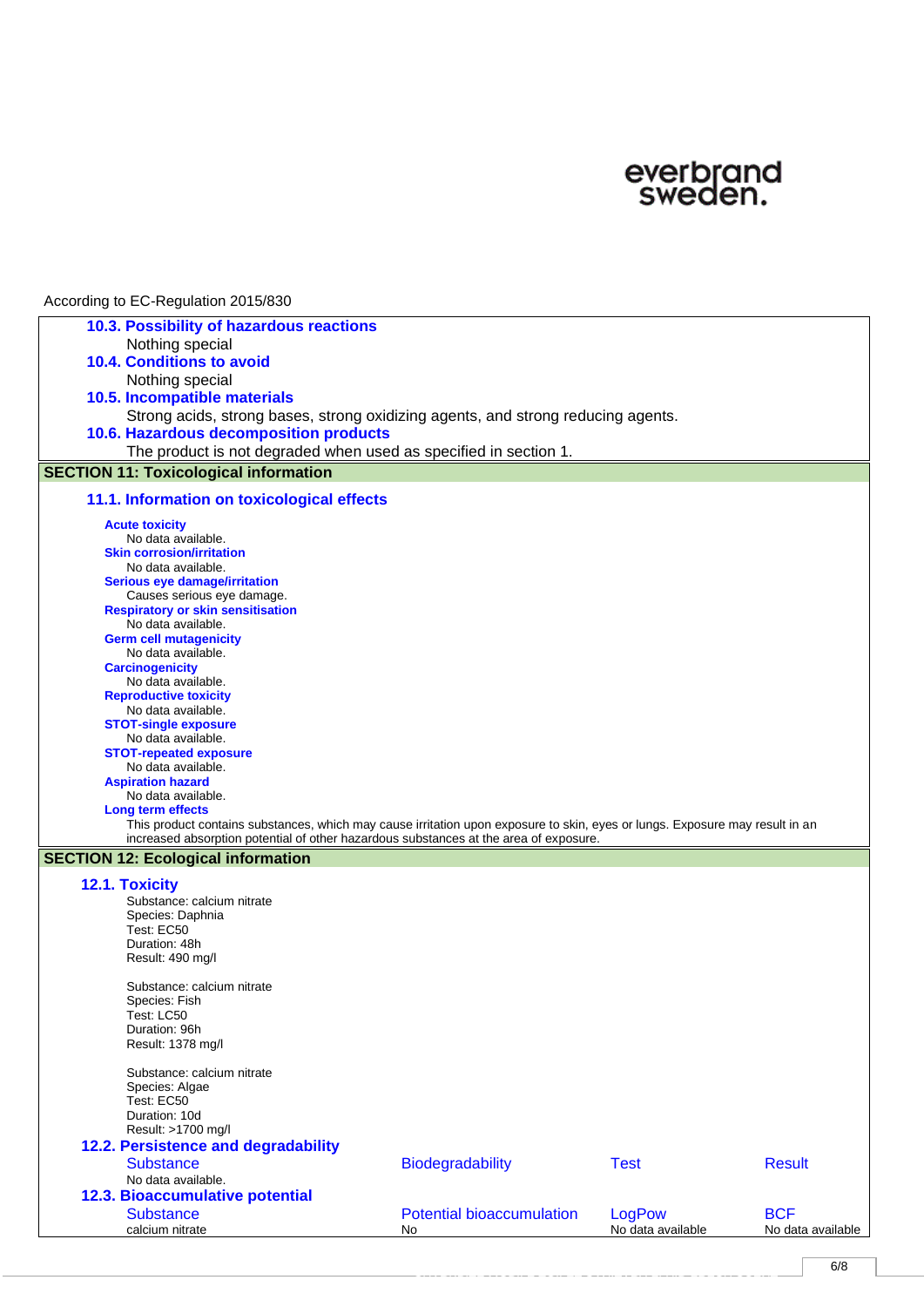According to EC-Regulation 2015/830

### 10.3. Possibility of hazardous reactions

Nothing special

### 10.4. Conditions to avoid

Nothing special

### 10.5. Incompatible materials

Strong acids, strong bases, strong oxidizing agents, and strong reducing agents.

### 10.6. Hazardous decomposition products

The product is not degraded when used as specified in section 1.

## SECTION 11: Toxicological information

### 11.1. Information on toxicological effects

**Acute toxicity**
No data available.

**Skin corrosion/irritation**
No data available.

**Serious eye damage/irritation**
Causes serious eye damage.

**Respiratory or skin sensitisation**
No data available.

**Germ cell mutagenicity**
No data available.

**Carcinogenicity**
No data available.

**Reproductive toxicity**
No data available.

**STOT-single exposure**
No data available.

**STOT-repeated exposure**
No data available.

**Aspiration hazard**
No data available.

**Long term effects**
This product contains substances, which may cause irritation upon exposure to skin, eyes or lungs. Exposure may result in an increased absorption potential of other hazardous substances at the area of exposure.

## SECTION 12: Ecological information

### 12.1. Toxicity

Substance: calcium nitrate
Species: Daphnia
Test: EC50
Duration: 48h
Result: 490 mg/l

Substance: calcium nitrate
Species: Fish
Test: LC50
Duration: 96h
Result: 1378 mg/l

Substance: calcium nitrate
Species: Algae
Test: EC50
Duration: 10d
Result: >1700 mg/l

### 12.2. Persistence and degradability

| Substance | Biodegradability | Test | Result |
| --- | --- | --- | --- |
| No data available. | | | |

### 12.3. Bioaccumulative potential

| Substance | Potential bioaccumulation | LogPow | BCF |
| --- | --- | --- | --- |
| calcium nitrate | No | No data available | No data available |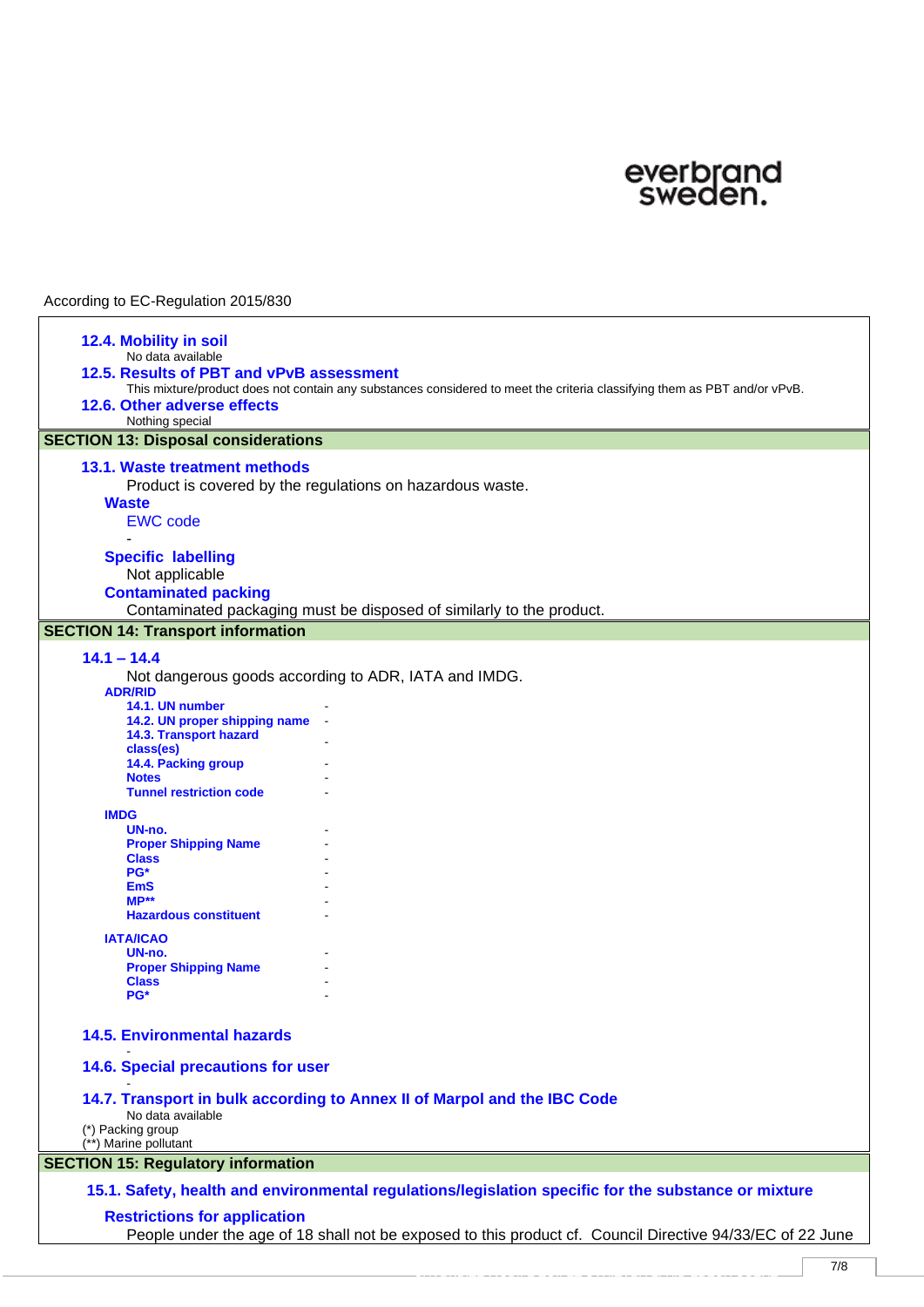According to EC-Regulation 2015/830

### 12.4. Mobility in soil

No data available

### 12.5. Results of PBT and vPvB assessment

This mixture/product does not contain any substances considered to meet the criteria classifying them as PBT and/or vPvB.

### 12.6. Other adverse effects

Nothing special

## SECTION 13: Disposal considerations

### 13.1. Waste treatment methods

Product is covered by the regulations on hazardous waste.

**Waste**

EWC code

-

**Specific labelling**

Not applicable

**Contaminated packing**

Contaminated packaging must be disposed of similarly to the product.

## SECTION 14: Transport information

### 14.1 – 14.4

Not dangerous goods according to ADR, IATA and IMDG.

**ADR/RID**

| | |
|---|---|
| **14.1. UN number** | - |
| **14.2. UN proper shipping name** | - |
| **14.3. Transport hazard class(es)** | - |
| **14.4. Packing group** | - |
| **Notes** | - |
| **Tunnel restriction code** | - |

**IMDG**

| | |
|---|---|
| **UN-no.** | - |
| **Proper Shipping Name** | - |
| **Class** | - |
| **PG*** | - |
| **EmS** | - |
| **MP**** | - |
| **Hazardous constituent** | - |

**IATA/ICAO**

| | |
|---|---|
| **UN-no.** | - |
| **Proper Shipping Name** | - |
| **Class** | - |
| **PG*** | - |

### 14.5. Environmental hazards

-

### 14.6. Special precautions for user

-

### 14.7. Transport in bulk according to Annex II of Marpol and the IBC Code

No data available

(*) Packing group
(**) Marine pollutant

## SECTION 15: Regulatory information

### 15.1. Safety, health and environmental regulations/legislation specific for the substance or mixture

**Restrictions for application**

People under the age of 18 shall not be exposed to this product cf. Council Directive 94/33/EC of 22 June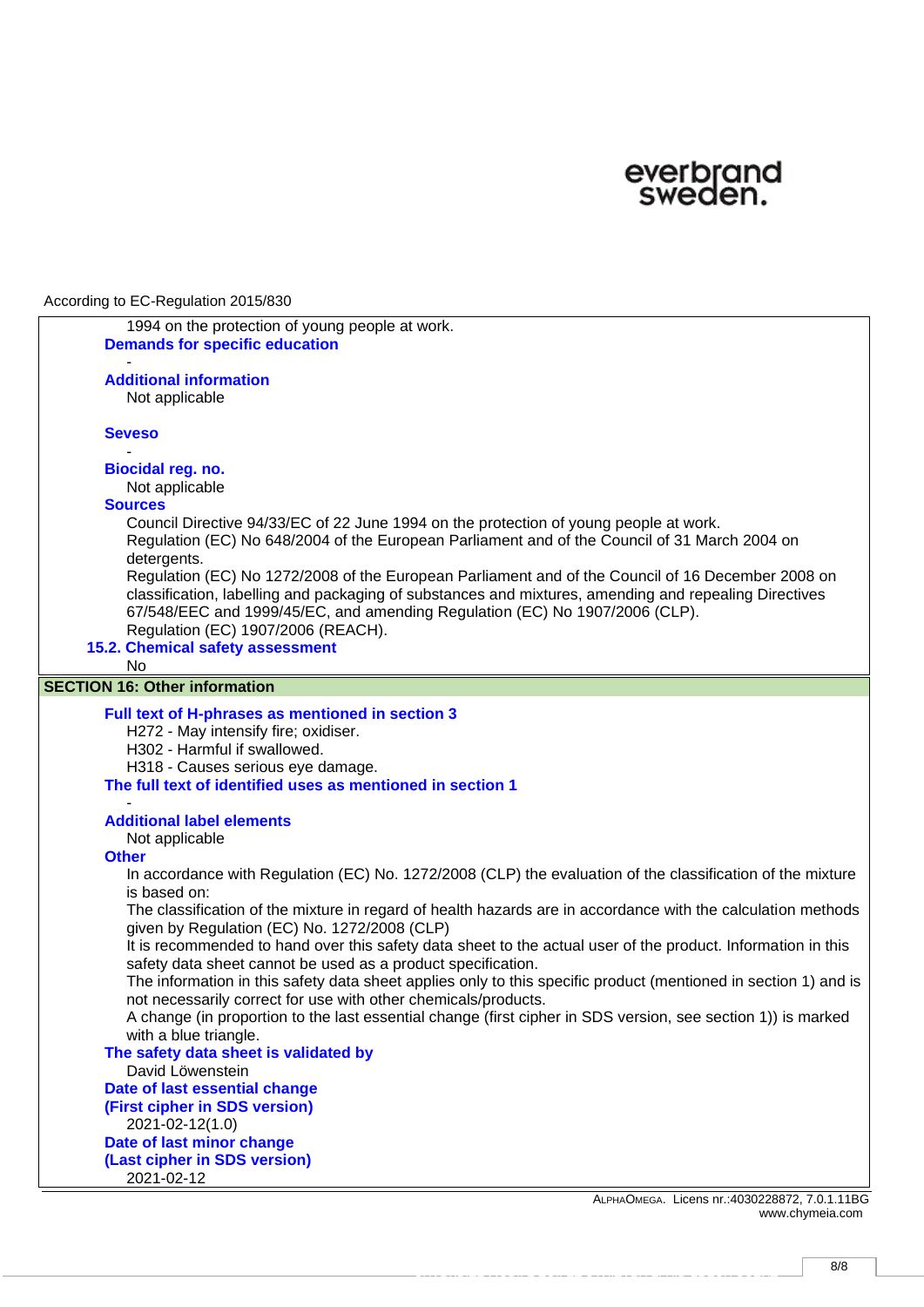1994 on the protection of young people at work.

**Demands for specific education**

-

**Additional information**

Not applicable

**Seveso**

-

**Biocidal reg. no.**

Not applicable

**Sources**

Council Directive 94/33/EC of 22 June 1994 on the protection of young people at work.
Regulation (EC) No 648/2004 of the European Parliament and of the Council of 31 March 2004 on detergents.
Regulation (EC) No 1272/2008 of the European Parliament and of the Council of 16 December 2008 on classification, labelling and packaging of substances and mixtures, amending and repealing Directives 67/548/EEC and 1999/45/EC, and amending Regulation (EC) No 1907/2006 (CLP).
Regulation (EC) 1907/2006 (REACH).

### 15.2. Chemical safety assessment

No

## SECTION 16: Other information

**Full text of H-phrases as mentioned in section 3**

H272 - May intensify fire; oxidiser.
H302 - Harmful if swallowed.
H318 - Causes serious eye damage.

**The full text of identified uses as mentioned in section 1**

-

**Additional label elements**

Not applicable

**Other**

In accordance with Regulation (EC) No. 1272/2008 (CLP) the evaluation of the classification of the mixture is based on:
The classification of the mixture in regard of health hazards are in accordance with the calculation methods given by Regulation (EC) No. 1272/2008 (CLP)
It is recommended to hand over this safety data sheet to the actual user of the product. Information in this safety data sheet cannot be used as a product specification.
The information in this safety data sheet applies only to this specific product (mentioned in section 1) and is not necessarily correct for use with other chemicals/products.
A change (in proportion to the last essential change (first cipher in SDS version, see section 1)) is marked with a blue triangle.

**The safety data sheet is validated by**

David Löwenstein

**Date of last essential change**
**(First cipher in SDS version)**

2021-02-12(1.0)

**Date of last minor change**
**(Last cipher in SDS version)**

2021-02-12